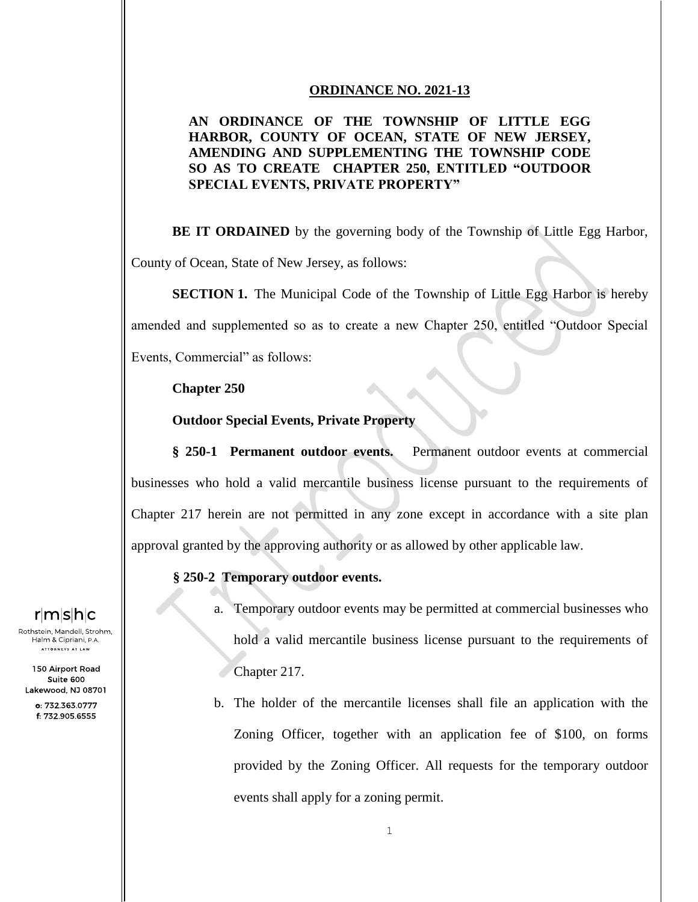**ORDINANCE NO. 2021-13**

**AN ORDINANCE OF THE TOWNSHIP OF LITTLE EGG HARBOR, COUNTY OF OCEAN, STATE OF NEW JERSEY, AMENDING AND SUPPLEMENTING THE TOWNSHIP CODE SO AS TO CREATE CHAPTER 250, ENTITLED "OUTDOOR SPECIAL EVENTS, PRIVATE PROPERTY"**

**BE IT ORDAINED** by the governing body of the Township of Little Egg Harbor, County of Ocean, State of New Jersey, as follows:

**SECTION 1.** The Municipal Code of the Township of Little Egg Harbor is hereby amended and supplemented so as to create a new Chapter 250, entitled "Outdoor Special Events, Commercial" as follows:

**Chapter 250**

**Outdoor Special Events, Private Property**

**§ 250-1 Permanent outdoor events.** Permanent outdoor events at commercial businesses who hold a valid mercantile business license pursuant to the requirements of Chapter 217 herein are not permitted in any zone except in accordance with a site plan approval granted by the approving authority or as allowed by other applicable law.

**§ 250-2 Temporary outdoor events.**

a. Temporary outdoor events may be permitted at commercial businesses who hold a valid mercantile business license pursuant to the requirements of Chapter 217.

b. The holder of the mercantile licenses shall file an application with the Zoning Officer, together with an application fee of $100, on forms provided by the Zoning Officer. All requests for the temporary outdoor events shall apply for a zoning permit.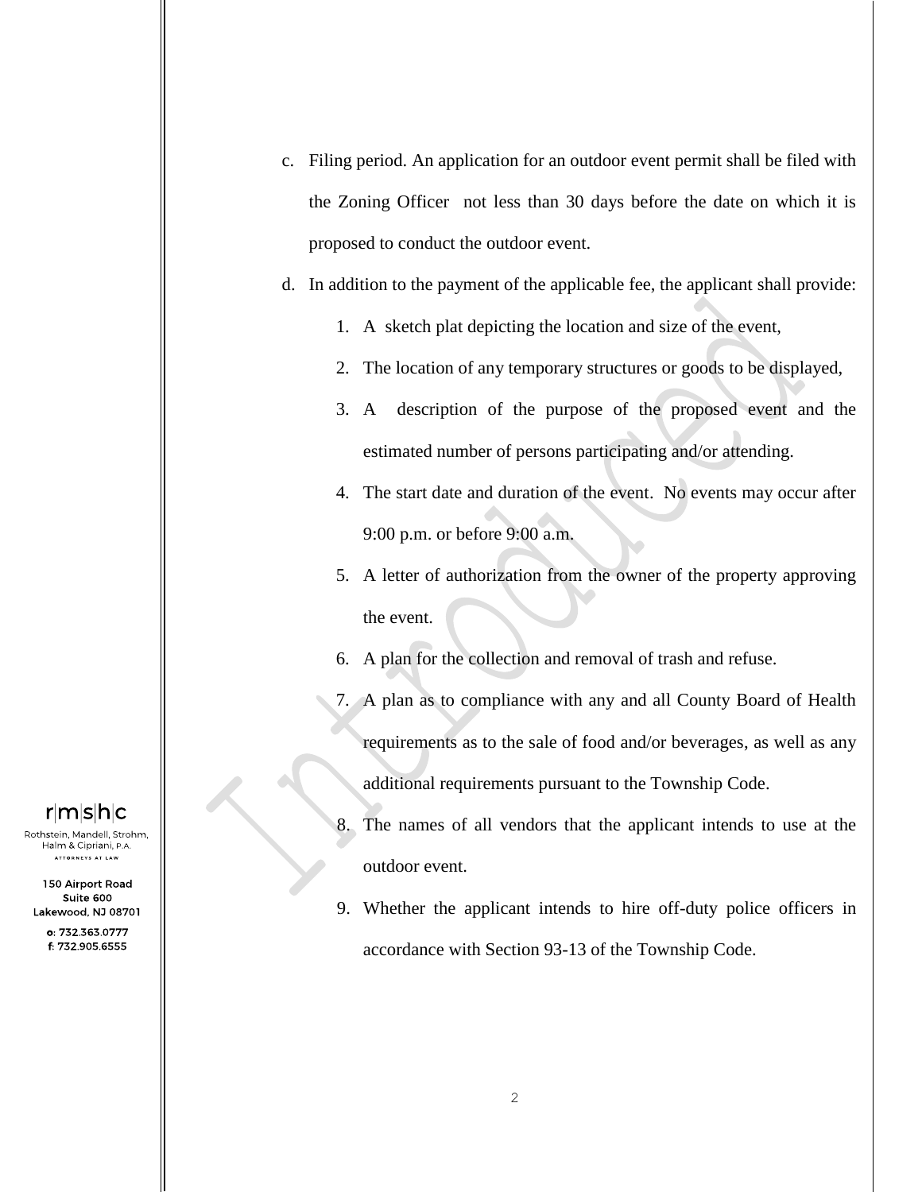c. Filing period. An application for an outdoor event permit shall be filed with the Zoning Officer not less than 30 days before the date on which it is proposed to conduct the outdoor event.

d. In addition to the payment of the applicable fee, the applicant shall provide:

   1. A sketch plat depicting the location and size of the event,
   2. The location of any temporary structures or goods to be displayed,
   3. A description of the purpose of the proposed event and the estimated number of persons participating and/or attending.
   4. The start date and duration of the event. No events may occur after 9:00 p.m. or before 9:00 a.m.
   5. A letter of authorization from the owner of the property approving the event.
   6. A plan for the collection and removal of trash and refuse.
   7. A plan as to compliance with any and all County Board of Health requirements as to the sale of food and/or beverages, as well as any additional requirements pursuant to the Township Code.
   8. The names of all vendors that the applicant intends to use at the outdoor event.
   9. Whether the applicant intends to hire off-duty police officers in accordance with Section 93-13 of the Township Code.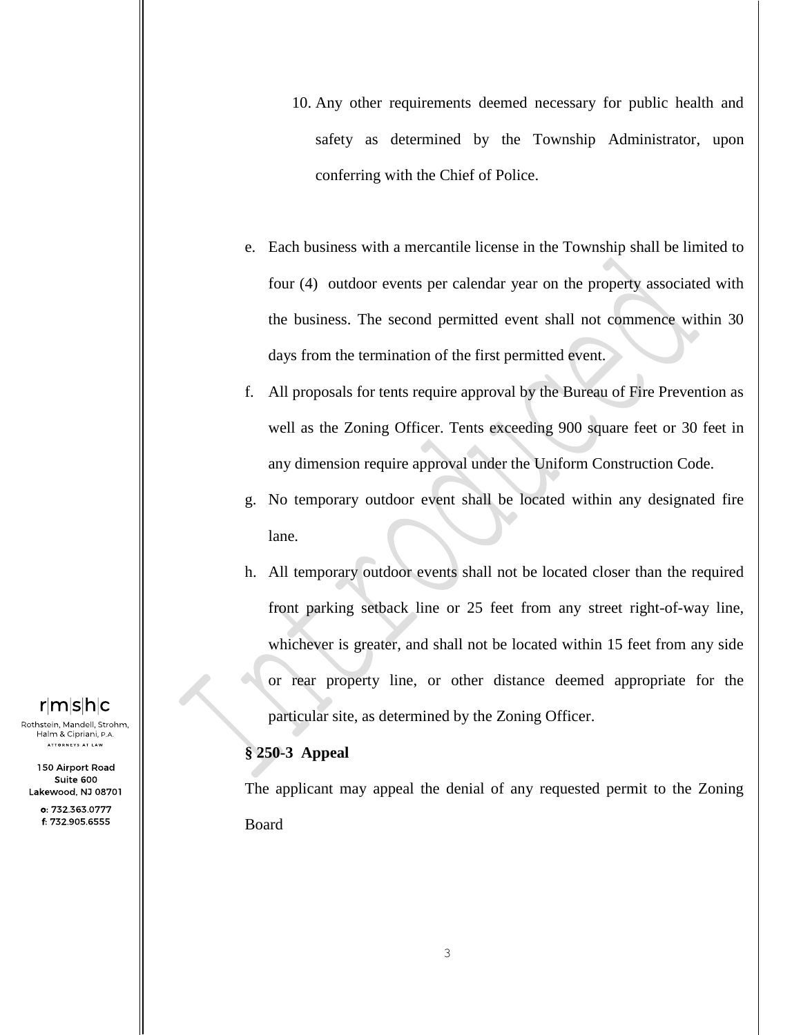10. Any other requirements deemed necessary for public health and safety as determined by the Township Administrator, upon conferring with the Chief of Police.

e. Each business with a mercantile license in the Township shall be limited to four (4) outdoor events per calendar year on the property associated with the business. The second permitted event shall not commence within 30 days from the termination of the first permitted event.

f. All proposals for tents require approval by the Bureau of Fire Prevention as well as the Zoning Officer. Tents exceeding 900 square feet or 30 feet in any dimension require approval under the Uniform Construction Code.

g. No temporary outdoor event shall be located within any designated fire lane.

h. All temporary outdoor events shall not be located closer than the required front parking setback line or 25 feet from any street right-of-way line, whichever is greater, and shall not be located within 15 feet from any side or rear property line, or other distance deemed appropriate for the particular site, as determined by the Zoning Officer.

**§ 250-3 Appeal**

The applicant may appeal the denial of any requested permit to the Zoning Board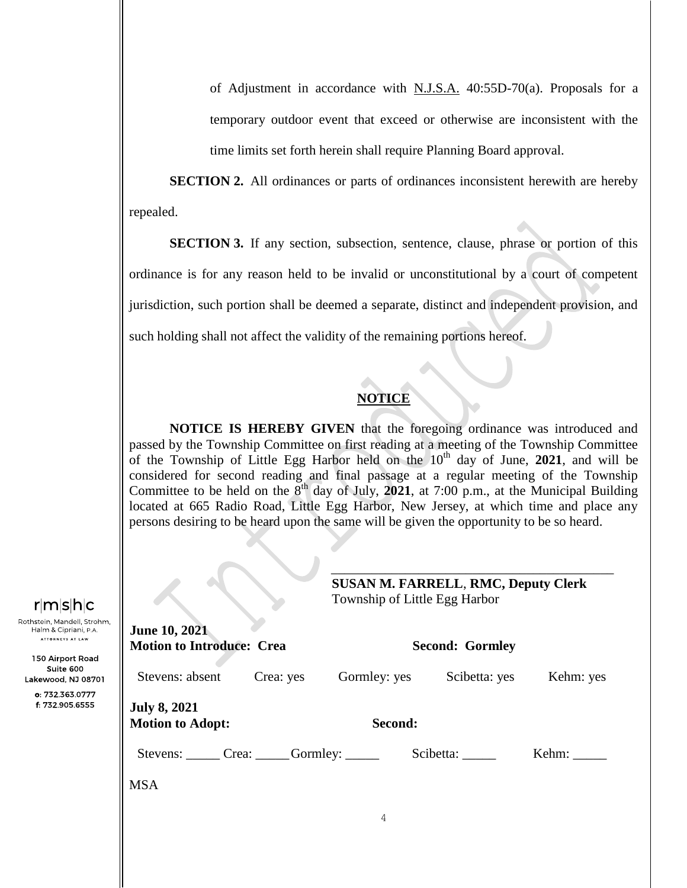of Adjustment in accordance with N.J.S.A. 40:55D-70(a). Proposals for a temporary outdoor event that exceed or otherwise are inconsistent with the time limits set forth herein shall require Planning Board approval.

**SECTION 2.** All ordinances or parts of ordinances inconsistent herewith are hereby repealed.

**SECTION 3.** If any section, subsection, sentence, clause, phrase or portion of this ordinance is for any reason held to be invalid or unconstitutional by a court of competent jurisdiction, such portion shall be deemed a separate, distinct and independent provision, and such holding shall not affect the validity of the remaining portions hereof.

## NOTICE

**NOTICE IS HEREBY GIVEN** that the foregoing ordinance was introduced and passed by the Township Committee on first reading at a meeting of the Township Committee of the Township of Little Egg Harbor held on the 10th day of June, **2021**, and will be considered for second reading and final passage at a regular meeting of the Township Committee to be held on the 8th day of July, **2021**, at 7:00 p.m., at the Municipal Building located at 665 Radio Road, Little Egg Harbor, New Jersey, at which time and place any persons desiring to be heard upon the same will be given the opportunity to be so heard.

\_\_\_\_\_\_\_\_\_\_\_\_\_\_\_\_\_\_\_\_\_\_\_\_\_\_\_\_\_\_\_\_\_\_\_\_\_\_\_\_
**SUSAN M. FARRELL, RMC, Deputy Clerk**
Township of Little Egg Harbor

r|m|s|h|c
Rothstein, Mandell, Strohm, Halm & Cipriani, P.A.
ATTORNEYS AT LAW
150 Airport Road
Suite 600
Lakewood, NJ 08701
o: 732.363.0777
f: 732.905.6555

**June 10, 2021**
**Motion to Introduce: Crea** **Second: Gormley**

Stevens: absent Crea: yes Gormley: yes Scibetta: yes Kehm: yes

**July 8, 2021**
**Motion to Adopt:** **Second:**

Stevens: \_\_\_\_\_ Crea: \_\_\_\_\_ Gormley: \_\_\_\_\_ Scibetta: \_\_\_\_\_ Kehm: \_\_\_\_\_

MSA